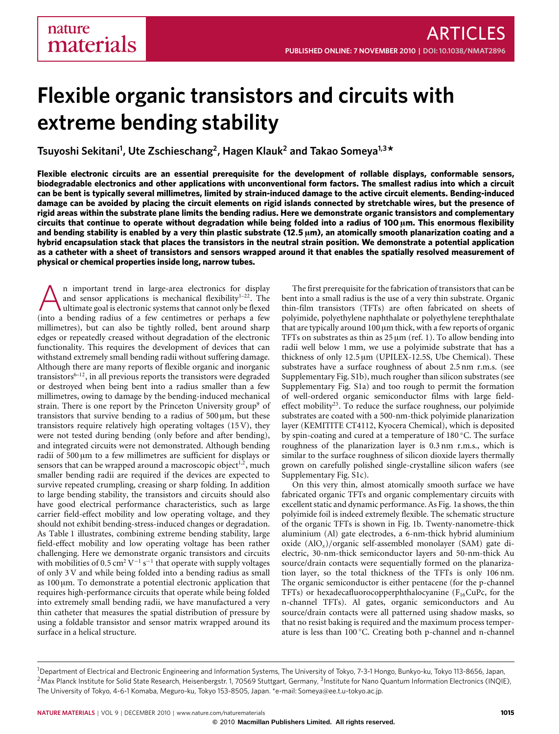# Flexible organic transistors and circuits with extreme bending stability

**Tsuyoshi Sekitani[1], Ute Zschieschang[2], Hagen Klauk[2] and Takao Someya[1,3]***

**Flexible electronic circuits are an essential prerequisite for the development of rollable displays, conformable sensors, biodegradable electronics and other applications with unconventional form factors. The smallest radius into which a circuit can be bent is typically several millimetres, limited by strain-induced damage to the active circuit elements. Bending-induced damage can be avoided by placing the circuit elements on rigid islands connected by stretchable wires, but the presence of rigid areas within the substrate plane limits the bending radius. Here we demonstrate organic transistors and complementary circuits that continue to operate without degradation while being folded into a radius of 100 µm. This enormous flexibility and bending stability is enabled by a very thin plastic substrate (12.5 µm), an atomically smooth planarization coating and a hybrid encapsulation stack that places the transistors in the neutral strain position. We demonstrate a potential application as a catheter with a sheet of transistors and sensors wrapped around it that enables the spatially resolved measurement of physical or chemical properties inside long, narrow tubes.**

An important trend in large-area electronics for display and sensor applications is mechanical flexibility[1–22]. The ultimate goal is electronic systems that cannot only be flexed (into a bending radius of a few centimetres or perhaps a few millimetres), but can also be tightly rolled, bent around sharp edges or repeatedly creased without degradation of the electronic functionality. This requires the development of devices that can withstand extremely small bending radii without suffering damage. Although there are many reports of flexible organic and inorganic transistors[6–12], in all previous reports the transistors were degraded or destroyed when being bent into a radius smaller than a few millimetres, owing to damage by the bending-induced mechanical strain. There is one report by the Princeton University group[9] of transistors that survive bending to a radius of 500 µm, but these transistors require relatively high operating voltages (15 V), they were not tested during bending (only before and after bending), and integrated circuits were not demonstrated. Although bending radii of 500 µm to a few millimetres are sufficient for displays or sensors that can be wrapped around a macroscopic object[1,2], much smaller bending radii are required if the devices are expected to survive repeated crumpling, creasing or sharp folding. In addition to large bending stability, the transistors and circuits should also have good electrical performance characteristics, such as large carrier field-effect mobility and low operating voltage, and they should not exhibit bending-stress-induced changes or degradation. As Table 1 illustrates, combining extreme bending stability, large field-effect mobility and low operating voltage has been rather challenging. Here we demonstrate organic transistors and circuits with mobilities of 0.5 $cm^2 V^{-1} s^{-1}$ that operate with supply voltages of only 3 V and while being folded into a bending radius as small as 100 µm. To demonstrate a potential electronic application that requires high-performance circuits that operate while being folded into extremely small bending radii, we have manufactured a very thin catheter that measures the spatial distribution of pressure by using a foldable transistor and sensor matrix wrapped around its surface in a helical structure.

The first prerequisite for the fabrication of transistors that can be bent into a small radius is the use of a very thin substrate. Organic thin-film transistors (TFTs) are often fabricated on sheets of polyimide, polyethylene naphthalate or polyethylene terephthalate that are typically around 100 µm thick, with a few reports of organic TFTs on substrates as thin as 25 µm (ref. 1). To allow bending into radii well below 1 mm, we use a polyimide substrate that has a thickness of only 12.5 µm (UPILEX-12.5S, Ube Chemical). These substrates have a surface roughness of about 2.5 nm r.m.s. (see Supplementary Fig. S1b), much rougher than silicon substrates (see Supplementary Fig. S1a) and too rough to permit the formation of well-ordered organic semiconductor films with large field-effect mobility[23]. To reduce the surface roughness, our polyimide substrates are coated with a 500-nm-thick polyimide planarization layer (KEMITITE CT4112, Kyocera Chemical), which is deposited by spin-coating and cured at a temperature of 180 °C. The surface roughness of the planarization layer is 0.3 nm r.m.s., which is similar to the surface roughness of silicon dioxide layers thermally grown on carefully polished single-crystalline silicon wafers (see Supplementary Fig. S1c).

On this very thin, almost atomically smooth surface we have fabricated organic TFTs and organic complementary circuits with excellent static and dynamic performance. As Fig. 1a shows, the thin polyimide foil is indeed extremely flexible. The schematic structure of the organic TFTs is shown in Fig. 1b. Twenty-nanometre-thick aluminium (Al) gate electrodes, a 6-nm-thick hybrid aluminium oxide ($AlO_x$)/organic self-assembled monolayer (SAM) gate dielectric, 30-nm-thick semiconductor layers and 50-nm-thick Au source/drain contacts were sequentially formed on the planarization layer, so the total thickness of the TFTs is only 106 nm. The organic semiconductor is either pentacene (for the p-channel TFTs) or hexadecafluorocopperphthalocyanine ($F_{16}CuPc$, for the n-channel TFTs). Al gates, organic semiconductors and Au source/drain contacts were all patterned using shadow masks, so that no resist baking is required and the maximum process temperature is less than 100 °C. Creating both p-channel and n-channel

[1]Department of Electrical and Electronic Engineering and Information Systems, The University of Tokyo, 7-3-1 Hongo, Bunkyo-ku, Tokyo 113-8656, Japan, [2]Max Planck Institute for Solid State Research, Heisenbergstr. 1, 70569 Stuttgart, Germany, [3]Institute for Nano Quantum Information Electronics (INQIE), The University of Tokyo, 4-6-1 Komaba, Meguro-ku, Tokyo 153-8505, Japan. *e-mail: Someya@ee.t.u-tokyo.ac.jp.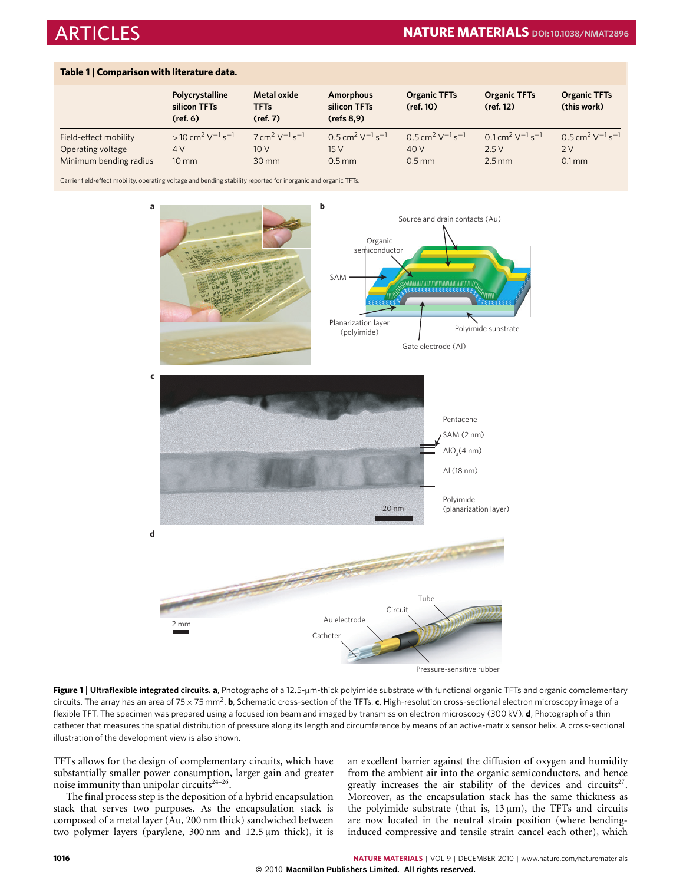**Table 1 | Comparison with literature data.**

| | Polycrystalline silicon TFTs (ref. 6) | Metal oxide TFTs (ref. 7) | Amorphous silicon TFTs (refs 8,9) | Organic TFTs (ref. 10) | Organic TFTs (ref. 12) | Organic TFTs (this work) |
|---|---|---|---|---|---|---|
| Field-effect mobility | >10 $cm^2 V^{-1} s^{-1}$ | 7 $cm^2 V^{-1} s^{-1}$ | 0.5 $cm^2 V^{-1} s^{-1}$ | 0.5 $cm^2 V^{-1} s^{-1}$ | 0.1 $cm^2 V^{-1} s^{-1}$ | 0.5 $cm^2 V^{-1} s^{-1}$ |
| Operating voltage | 4 V | 10 V | 15 V | 40 V | 2.5 V | 2 V |
| Minimum bending radius | 10 mm | 30 mm | 0.5 mm | 0.5 mm | 2.5 mm | 0.1 mm |

Carrier field-effect mobility, operating voltage and bending stability reported for inorganic and organic TFTs.

**Figure 1 | Ultraflexible integrated circuits. a**, Photographs of a 12.5-μm-thick polyimide substrate with functional organic TFTs and organic complementary circuits. The array has an area of 75 × 75 $mm^2$. **b**, Schematic cross-section of the TFTs. **c**, High-resolution cross-sectional electron microscopy image of a flexible TFT. The specimen was prepared using a focused ion beam and imaged by transmission electron microscopy (300 kV). **d**, Photograph of a thin catheter that measures the spatial distribution of pressure along its length and circumference by means of an active-matrix sensor helix. A cross-sectional illustration of the development view is also shown.

TFTs allows for the design of complementary circuits, which have substantially smaller power consumption, larger gain and greater noise immunity than unipolar circuits[24–26].

The final process step is the deposition of a hybrid encapsulation stack that serves two purposes. As the encapsulation stack is composed of a metal layer (Au, 200 nm thick) sandwiched between two polymer layers (parylene, 300 nm and 12.5 μm thick), it is an excellent barrier against the diffusion of oxygen and humidity from the ambient air into the organic semiconductors, and hence greatly increases the air stability of the devices and circuits[27]. Moreover, as the encapsulation stack has the same thickness as the polyimide substrate (that is, 13 μm), the TFTs and circuits are now located in the neutral strain position (where bending-induced compressive and tensile strain cancel each other), which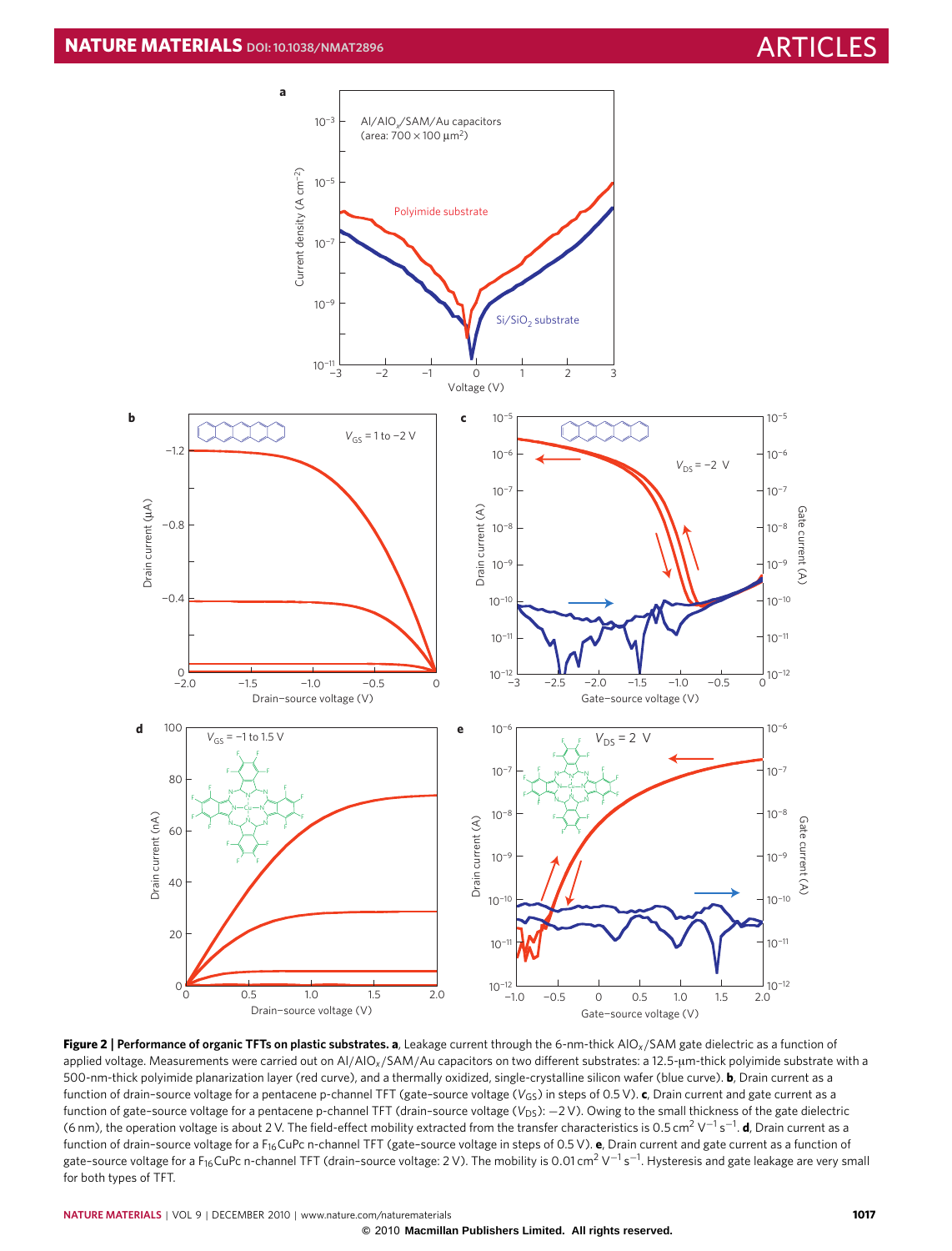**Figure 2 | Performance of organic TFTs on plastic substrates. a**, Leakage current through the 6-nm-thick $AlO_x$/SAM gate dielectric as a function of applied voltage. Measurements were carried out on Al/$AlO_x$/SAM/Au capacitors on two different substrates: a 12.5-μm-thick polyimide substrate with a 500-nm-thick polyimide planarization layer (red curve), and a thermally oxidized, single-crystalline silicon wafer (blue curve). **b**, Drain current as a function of drain–source voltage for a pentacene p-channel TFT (gate–source voltage ($V_{GS}$) in steps of 0.5 V). **c**, Drain current and gate current as a function of gate–source voltage for a pentacene p-channel TFT (drain–source voltage ($V_{DS}$): −2 V). Owing to the small thickness of the gate dielectric (6 nm), the operation voltage is about 2 V. The field-effect mobility extracted from the transfer characteristics is 0.5 $cm^2 V^{-1} s^{-1}$. **d**, Drain current as a function of drain–source voltage for a $F_{16}CuPc$ n-channel TFT (gate–source voltage in steps of 0.5 V). **e**, Drain current and gate current as a function of gate–source voltage for a $F_{16}CuPc$ n-channel TFT (drain–source voltage: 2 V). The mobility is 0.01 $cm^2 V^{-1} s^{-1}$. Hysteresis and gate leakage are very small for both types of TFT.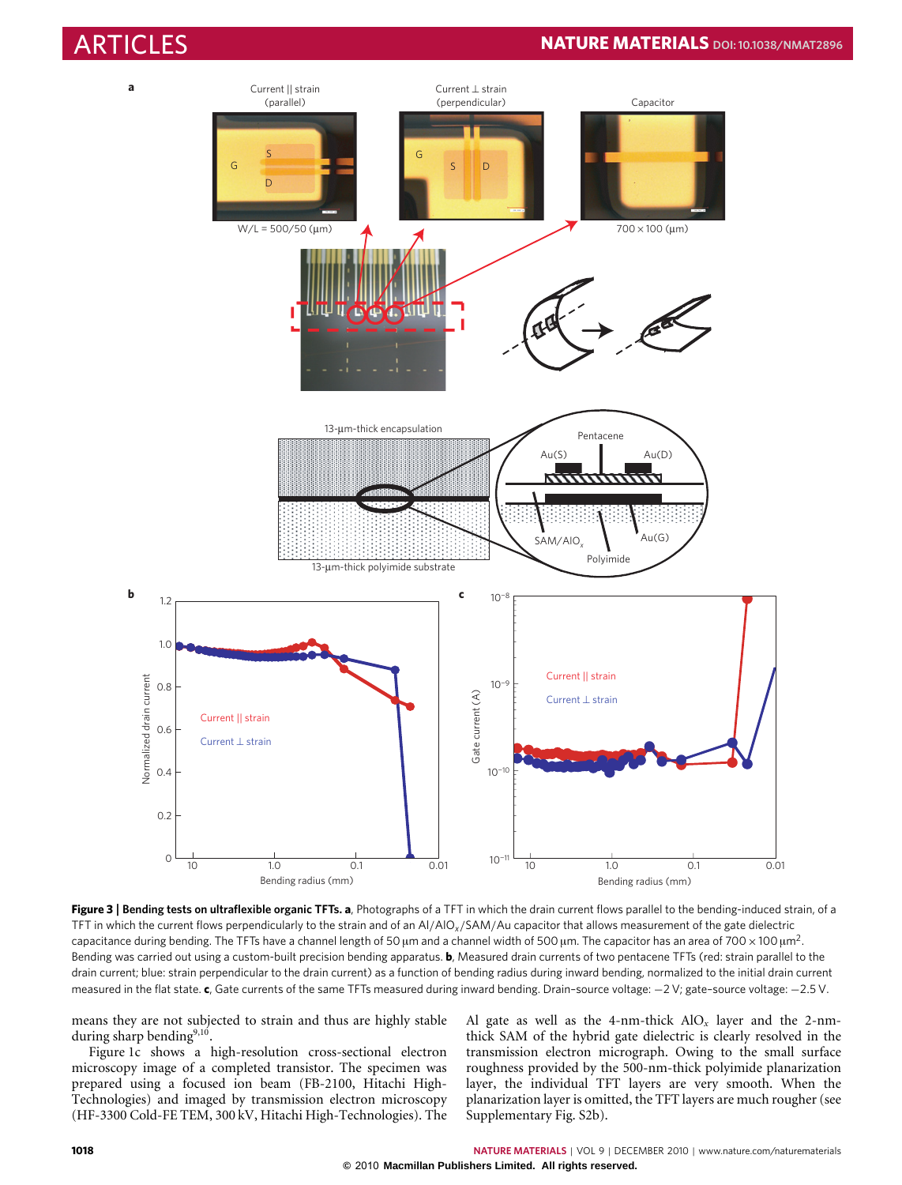**Figure 3 | Bending tests on ultraflexible organic TFTs. a**, Photographs of a TFT in which the drain current flows parallel to the bending-induced strain, of a TFT in which the current flows perpendicularly to the strain and of an Al/$AlO_x$/SAM/Au capacitor that allows measurement of the gate dielectric capacitance during bending. The TFTs have a channel length of 50 μm and a channel width of 500 μm. The capacitor has an area of $700 \times 100\,\mu m^2$. Bending was carried out using a custom-built precision bending apparatus. **b**, Measured drain currents of two pentacene TFTs (red: strain parallel to the drain current; blue: strain perpendicular to the drain current) as a function of bending radius during inward bending, normalized to the initial drain current measured in the flat state. **c**, Gate currents of the same TFTs measured during inward bending. Drain–source voltage: −2 V; gate–source voltage: −2.5 V.

means they are not subjected to strain and thus are highly stable during sharp bending[9,10].

Figure 1c shows a high-resolution cross-sectional electron microscopy image of a completed transistor. The specimen was prepared using a focused ion beam (FB-2100, Hitachi High-Technologies) and imaged by transmission electron microscopy (HF-3300 Cold-FE TEM, 300 kV, Hitachi High-Technologies). The Al gate as well as the 4-nm-thick $AlO_x$ layer and the 2-nm-thick SAM of the hybrid gate dielectric is clearly resolved in the transmission electron micrograph. Owing to the small surface roughness provided by the 500-nm-thick polyimide planarization layer, the individual TFT layers are very smooth. When the planarization layer is omitted, the TFT layers are much rougher (see Supplementary Fig. S2b).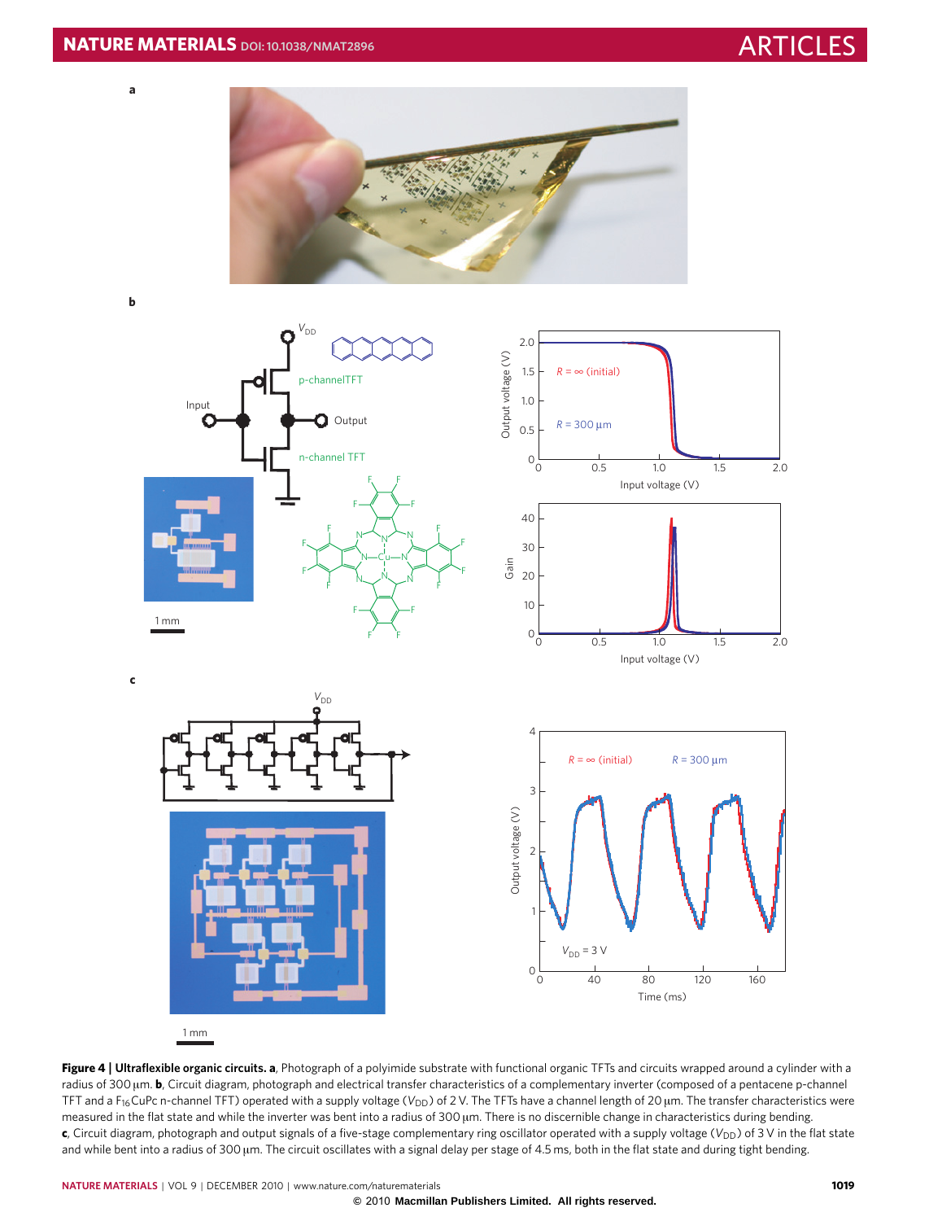**Figure 4 | Ultraflexible organic circuits. a**, Photograph of a polyimide substrate with functional organic TFTs and circuits wrapped around a cylinder with a radius of 300 μm. **b**, Circuit diagram, photograph and electrical transfer characteristics of a complementary inverter (composed of a pentacene p-channel TFT and a $F_{16}CuPc$ n-channel TFT) operated with a supply voltage ($V_{DD}$) of 2 V. The TFTs have a channel length of 20 μm. The transfer characteristics were measured in the flat state and while the inverter was bent into a radius of 300 μm. There is no discernible change in characteristics during bending. **c**, Circuit diagram, photograph and output signals of a five-stage complementary ring oscillator operated with a supply voltage ($V_{DD}$) of 3 V in the flat state and while bent into a radius of 300 μm. The circuit oscillates with a signal delay per stage of 4.5 ms, both in the flat state and during tight bending.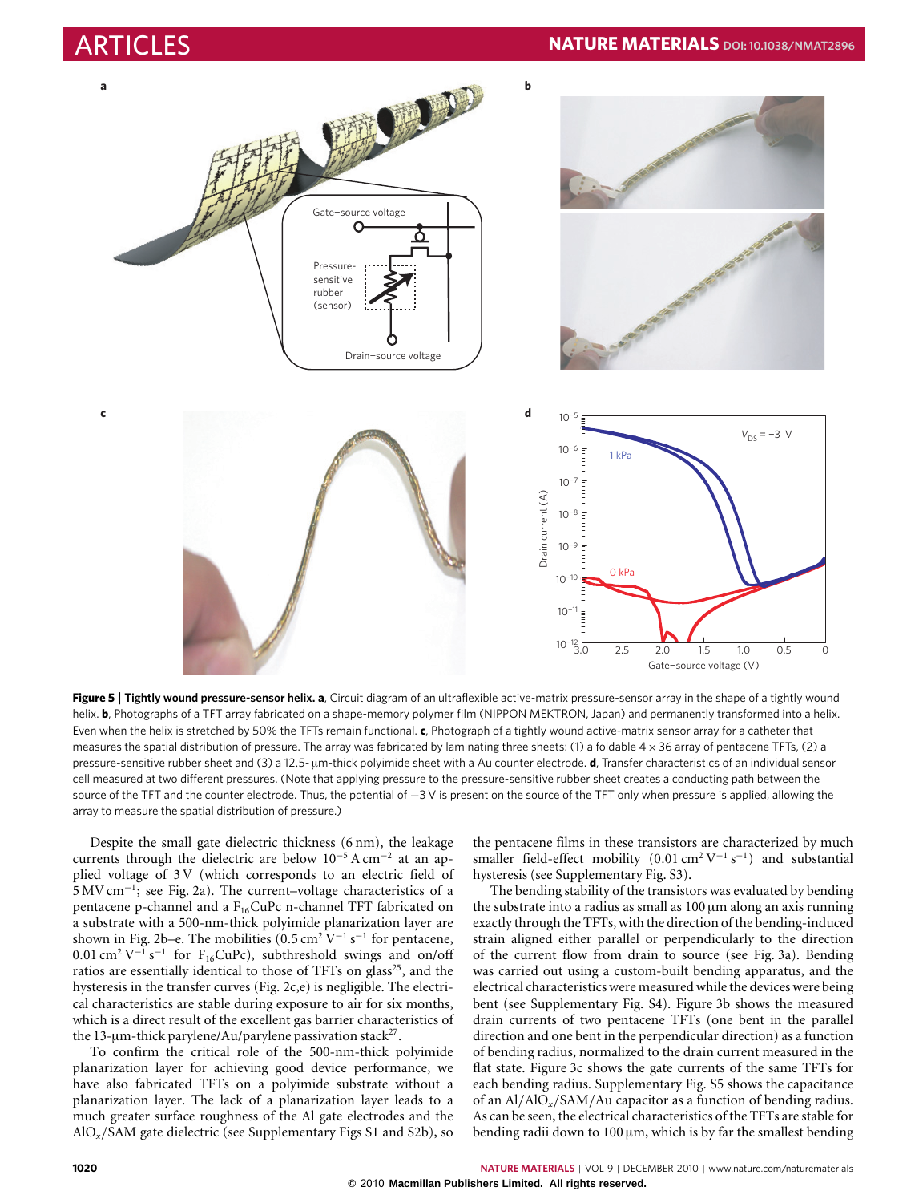**Figure 5 | Tightly wound pressure-sensor helix. a**, Circuit diagram of an ultraflexible active-matrix pressure-sensor array in the shape of a tightly wound helix. **b**, Photographs of a TFT array fabricated on a shape-memory polymer film (NIPPON MEKTRON, Japan) and permanently transformed into a helix. Even when the helix is stretched by 50% of the TFTs remain functional. **c**, Photograph of a tightly wound active-matrix sensor array for a catheter that measures the spatial distribution of pressure. The array was fabricated by laminating three sheets: (1) a foldable $4 \times 36$ array of pentacene TFTs, (2) a pressure-sensitive rubber sheet and (3) a 12.5-μm-thick polyimide sheet with a Au counter electrode. **d**, Transfer characteristics of an individual sensor cell measured at two different pressures. (Note that applying pressure to the pressure-sensitive rubber sheet creates a conducting path between the source of the TFT and the counter electrode. Thus, the potential of −3 V is present on the source of the TFT only when pressure is applied, allowing the array to measure the spatial distribution of pressure.)

Despite the small gate dielectric thickness (6 nm), the leakage currents through the dielectric are below $10^{-5}$ A cm$^{-2}$ at an applied voltage of 3 V (which corresponds to an electric field of 5 MV cm$^{-1}$; see Fig. 2a). The current–voltage characteristics of a pentacene p-channel and a $F_{16}$CuPc n-channel TFT fabricated on a substrate with a 500-nm-thick polyimide planarization layer are shown in Fig. 2b–e. The mobilities (0.5 cm$^2$ V$^{-1}$ s$^{-1}$ for pentacene, 0.01 cm$^2$ V$^{-1}$ s$^{-1}$ for $F_{16}$CuPc), subthreshold swings and on/off ratios are essentially identical to those of TFTs on glass[25], and the hysteresis in the transfer curves (Fig. 2c,e) is negligible. The electrical characteristics are stable during exposure to air for six months, which is a direct result of the excellent gas barrier characteristics of the 13-μm-thick parylene/Au/parylene passivation stack[27].

To confirm the critical role of the 500-nm-thick polyimide planarization layer for achieving good device performance, we have also fabricated TFTs on a polyimide substrate without a planarization layer. The lack of a planarization layer leads to a much greater surface roughness of the Al gate electrodes and the $AlO_x$/SAM gate dielectric (see Supplementary Figs S1 and S2b), so the pentacene films in these transistors are characterized by much smaller field-effect mobility (0.01 cm$^2$ V$^{-1}$ s$^{-1}$) and substantial hysteresis (see Supplementary Fig. S3).

The bending stability of the transistors was evaluated by bending the substrate into a radius as small as 100 μm along an axis running exactly through the TFTs, with the direction of the bending-induced strain aligned either parallel or perpendicularly to the direction of the current flow from drain to source (see Fig. 3a). Bending was carried out using a custom-built bending apparatus, and the electrical characteristics were measured while the devices were being bent (see Supplementary Fig. S4). Figure 3b shows the measured drain currents of two pentacene TFTs (one bent in the parallel direction and one bent in the perpendicular direction) as a function of bending radius, normalized to the drain current measured in the flat state. Figure 3c shows the gate currents of the same TFTs for each bending radius. Supplementary Fig. S5 shows the capacitance of an Al/$AlO_x$/SAM/Au capacitor as a function of bending radius. As can be seen, the electrical characteristics of the TFTs are stable for bending radii down to 100 μm, which is by far the smallest bending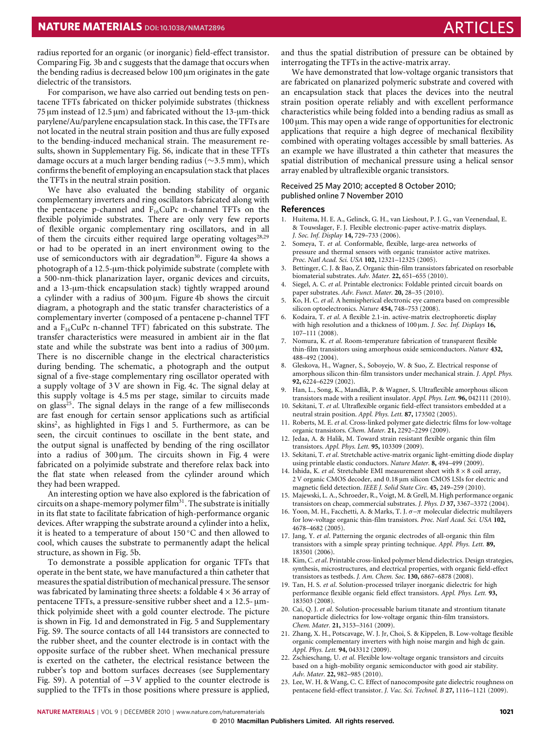radius reported for an organic (or inorganic) field-effect transistor. Comparing Fig. 3b and c suggests that the damage that occurs when the bending radius is decreased below 100 μm originates in the gate dielectric of the transistors.

For comparison, we have also carried out bending tests on pentacene TFTs fabricated on thicker polyimide substrates (thickness 75 μm instead of 12.5 μm) and fabricated without the 13-μm-thick parylene/Au/parylene encapsulation stack. In this case, the TFTs are not located in the neutral strain position and thus are fully exposed to the bending-induced mechanical strain. The measurement results, shown in Supplementary Fig. S6, indicate that in these TFTs damage occurs at a much larger bending radius (∼3.5 mm), which confirms the benefit of employing an encapsulation stack that places the TFTs in the neutral strain position.

We have also evaluated the bending stability of organic complementary inverters and ring oscillators fabricated along with the pentacene p-channel and $F_{16}CuPc$ n-channel TFTs on the flexible polyimide substrates. There are only very few reports of flexible organic complementary ring oscillators, and in all of them the circuits either required large operating voltages[28,29] or had to be operated in an inert environment owing to the use of semiconductors with air degradation[30]. Figure 4a shows a photograph of a 12.5-μm-thick polyimide substrate (complete with a 500-nm-thick planarization layer, organic devices and circuits, and a 13-μm-thick encapsulation stack) tightly wrapped around a cylinder with a radius of 300 μm. Figure 4b shows the circuit diagram, a photograph and the static transfer characteristics of a complementary inverter (composed of a pentacene p-channel TFT and a $F_{16}CuPc$ n-channel TFT) fabricated on this substrate. The transfer characteristics were measured in ambient air in the flat state and while the substrate was bent into a radius of 300 μm. There is no discernible change in the electrical characteristics during bending. The schematic, a photograph and the output signal of a five-stage complementary ring oscillator operated with a supply voltage of 3 V are shown in Fig. 4c. The signal delay at this supply voltage is 4.5 ms per stage, similar to circuits made on glass[25]. The signal delays in the range of a few milliseconds are fast enough for certain sensor applications such as artificial skins[2], as highlighted in Figs 1 and 5. Furthermore, as can be seen, the circuit continues to oscillate in the bent state, and the output signal is unaffected by bending of the ring oscillator into a radius of 300 μm. The circuits shown in Fig. 4 were fabricated on a polyimide substrate and therefore relax back into the flat state when released from the cylinder around which they had been wrapped.

An interesting option we have also explored is the fabrication of circuits on a shape-memory polymer film[31]. The substrate is initially in its flat state to facilitate fabrication of high-performance organic devices. After wrapping the substrate around a cylinder into a helix, it is heated to a temperature of about 150 °C and then allowed to cool, which causes the substrate to permanently adapt the helical structure, as shown in Fig. 5b.

To demonstrate a possible application for organic TFTs that operate in the bent state, we have manufactured a thin catheter that measures the spatial distribution of mechanical pressure. The sensor was fabricated by laminating three sheets: a foldable 4 × 36 array of pentacene TFTs, a pressure-sensitive rubber sheet and a 12.5-μm-thick polyimide sheet with a gold counter electrode. The picture is shown in Fig. 1d and demonstrated in Fig. 5 and Supplementary Fig. S9. The source contacts of all 144 transistors are connected to the rubber sheet, and the counter electrode is in contact with the opposite surface of the rubber sheet. When mechanical pressure is exerted on the catheter, the electrical resistance between the rubber's top and bottom surfaces decreases (see Supplementary Fig. S9). A potential of −3 V applied to the counter electrode is supplied to the TFTs in those positions where pressure is applied, and thus the spatial distribution of pressure can be obtained by interrogating the TFTs in the active-matrix array.

We have demonstrated that low-voltage organic transistors that are fabricated on planarized polymeric substrate and covered with an encapsulation stack that places the devices into the neutral strain position operate reliably and with excellent performance characteristics while being folded into a bending radius as small as 100 μm. This may open a wide range of opportunities for electronic applications that require a high degree of mechanical flexibility combined with operating voltages accessible by small batteries. As an example we have illustrated a thin catheter that measures the spatial distribution of mechanical pressure using a helical sensor array enabled by ultraflexible organic transistors.

Received 25 May 2010; accepted 8 October 2010; published online 7 November 2010

## References

1. Huitema, H. E. A., Gelinck, G. H., van Lieshout, P. J. G., van Veenendaal, E. & Touwslager, F. J. Flexible electronic-paper active-matrix displays. *J. Soc. Inf. Display* **14,** 729–733 (2006).
2. Someya, T. *et al.* Conformable, flexible, large-area networks of pressure and thermal sensors with organic transistor active matrixes. *Proc. Natl Acad. Sci. USA* **102,** 12321–12325 (2005).
3. Bettinger, C. J. & Bao, Z. Organic thin-film transistors fabricated on resorbable biomaterial substrates. *Adv. Mater.* **22,** 651–655 (2010).
4. Siegel, A. C. *et al.* Printable electronics: Foldable printed circuit boards on paper substrates. *Adv. Funct. Mater.* **20,** 28–35 (2010).
5. Ko, H. C. *et al.* A hemispherical electronic eye camera based on compressible silicon optoelectronics. *Nature* **454,** 748–753 (2008).
6. Kodaira, T. *et al.* A flexible 2.1-in. active-matrix electrophoretic display with high resolution and a thickness of 100 μm. *J. Soc. Inf. Displays* **16,** 107–111 (2008).
7. Nomura, K. *et al.* Room-temperature fabrication of transparent flexible thin-film transistors using amorphous oxide semiconductors. *Nature* **432,** 488–492 (2004).
8. Gleskova, H., Wagner, S., Soboyejo, W. & Suo, Z. Electrical response of amorphous silicon thin-film transistors under mechanical strain. *J. Appl. Phys.* **92,** 6224–6229 (2002).
9. Han, L., Song, K., Mandlik, P. & Wagner, S. Ultraflexible amorphous silicon transistors made with a resilient insulator. *Appl. Phys. Lett.* **96,** 042111 (2010).
10. Sekitani, T. *et al.* Ultraflexible organic field-effect transistors embedded at a neutral strain position. *Appl. Phys. Lett.* **87,** 173502 (2005).
11. Roberts, M. E. *et al.* Cross-linked polymer gate dielectric films for low-voltage organic transistors. *Chem. Mater.* **21,** 2292–2299 (2009).
12. Jedaa, A. & Halik, M. Toward strain resistant flexible organic thin film transistors. *Appl. Phys. Lett.* **95,** 103309 (2009).
13. Sekitani, T. *et al.* Stretchable active-matrix organic light-emitting diode display using printable elastic conductors. *Nature Mater.* **8,** 494–499 (2009).
14. Ishida, K. *et al.* Stretchable EMI measurement sheet with 8 × 8 coil array, 2 V organic CMOS decoder, and 0.18 μm silicon CMOS LSIs for electric and magnetic field detection. *IEEE J. Solid State Circ.* **45,** 249–259 (2010).
15. Majewski, L. A., Schroeder, R., Voigt, M. & Grell, M. High performance organic transistors on cheap, commercial substrates. *J. Phys. D* **37,** 3367–3372 (2004).
16. Yoon, M. H., Facchetti, A. & Marks, T. J. $\sigma$–$\pi$ molecular dielectric multilayers for low-voltage organic thin-film transistors. *Proc. Natl Acad. Sci. USA* **102,** 4678–4682 (2005).
17. Jang, Y. *et al.* Patterning the organic electrodes of all-organic thin film transistors with a simple spray printing technique. *Appl. Phys. Lett.* **89,** 183501 (2006).
18. Kim, C. *et al.* Printable cross-linked polymer blend dielectrics. Design strategies, synthesis, microstructures, and electrical properties, with organic field-effect transistors as testbeds. *J. Am. Chem. Soc.* **130,** 6867–6878 (2008).
19. Tan, H. S. *et al.* Solution-processed trilayer inorganic dielectric for high performance flexible organic field effect transistors. *Appl. Phys. Lett.* **93,** 183503 (2008).
20. Cai, Q. J. *et al.* Solution-processable barium titanate and strontium titanate nanoparticle dielectrics for low-voltage organic thin-film transistors. *Chem. Mater.* **21,** 3153–3161 (2009).
21. Zhang, X. H., Potscavage, W. J. Jr, Choi, S. & Kippelen, B. Low-voltage flexible organic complementary inverters with high noise margin and high dc gain. *Appl. Phys. Lett.* **94,** 043312 (2009).
22. Zschieschang, U. *et al.* Flexible low-voltage organic transistors and circuits based on a high-mobility organic semiconductor with good air stability. *Adv. Mater.* **22,** 982–985 (2010).
23. Lee, W. H. & Wang, C. C. Effect of nanocomposite gate dielectric roughness on pentacene field-effect transistor. *J. Vac. Sci. Technol. B* **27,** 1116–1121 (2009).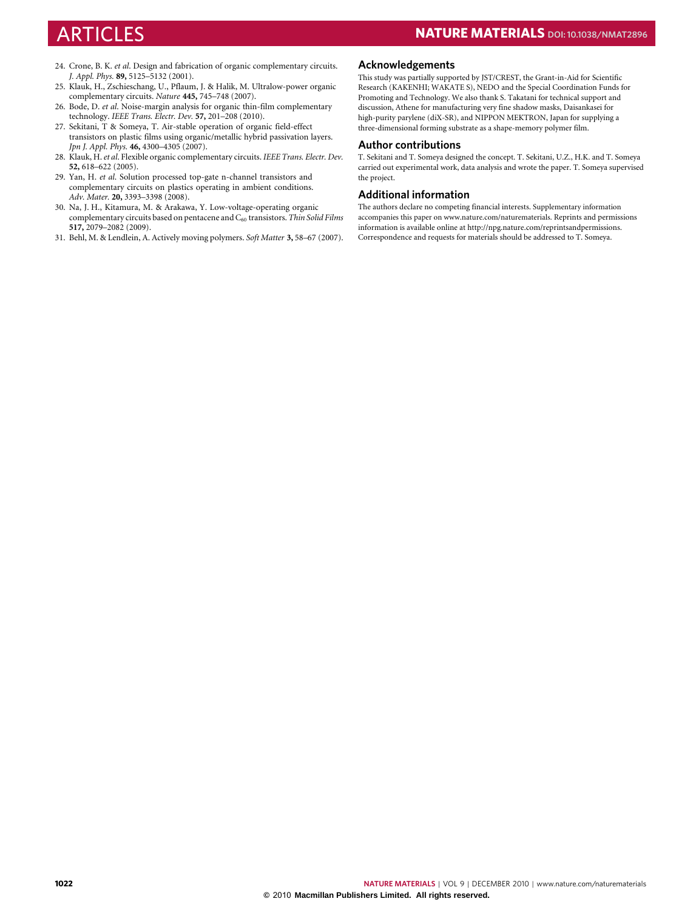24. Crone, B. K. *et al*. Design and fabrication of organic complementary circuits. *J. Appl. Phys.* **89,** 5125–5132 (2001).
25. Klauk, H., Zschieschang, U., Pflaum, J. & Halik, M. Ultralow-power organic complementary circuits. *Nature* **445,** 745–748 (2007).
26. Bode, D. *et al*. Noise-margin analysis for organic thin-film complementary technology. *IEEE Trans. Electr. Dev.* **57,** 201–208 (2010).
27. Sekitani, T & Someya, T. Air-stable operation of organic field-effect transistors on plastic films using organic/metallic hybrid passivation layers. *Jpn J. Appl. Phys.* **46,** 4300–4305 (2007).
28. Klauk, H. *et al*. Flexible organic complementary circuits. *IEEE Trans. Electr. Dev.* **52,** 618–622 (2005).
29. Yan, H. *et al*. Solution processed top-gate n-channel transistors and complementary circuits on plastics operating in ambient conditions. *Adv. Mater.* **20,** 3393–3398 (2008).
30. Na, J. H., Kitamura, M. & Arakawa, Y. Low-voltage-operating organic complementary circuits based on pentacene and $C_{60}$ transistors. *Thin Solid Films* **517,** 2079–2082 (2009).
31. Behl, M. & Lendlein, A. Actively moving polymers. *Soft Matter* **3,** 58–67 (2007).

## Acknowledgements

This study was partially supported by JST/CREST, the Grant-in-Aid for Scientific Research (KAKENHI; WAKATE S), NEDO and the Special Coordination Funds for Promoting and Technology. We also thank S. Takatani for technical support and discussion, Athene for manufacturing very fine shadow masks, Daisankasei for high-purity parylene (diX-SR), and NIPPON MEKTRON, Japan for supplying a three-dimensional forming substrate as a shape-memory polymer film.

## Author contributions

T. Sekitani and T. Someya designed the concept. T. Sekitani, U.Z., H.K. and T. Someya carried out experimental work, data analysis and wrote the paper. T. Someya supervised the project.

## Additional information

The authors declare no competing financial interests. Supplementary information accompanies this paper on www.nature.com/naturematerials. Reprints and permissions information is available online at http://npg.nature.com/reprintsandpermissions. Correspondence and requests for materials should be addressed to T. Someya.